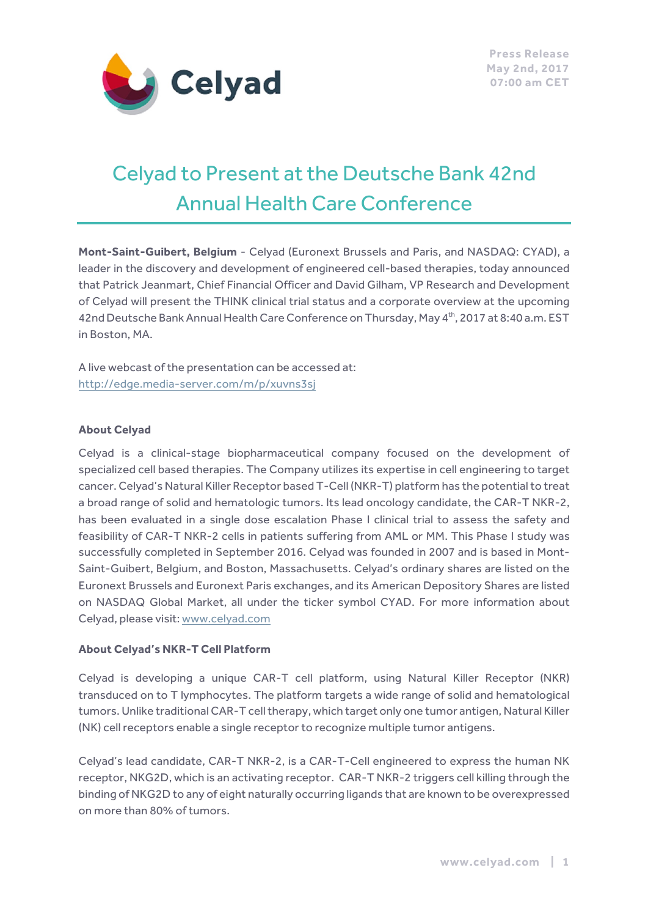Press Release
May 2nd, 2017
07:00 am CET

# Celyad to Present at the Deutsche Bank 42nd Annual Health Care Conference

**Mont-Saint-Guibert, Belgium** - Celyad (Euronext Brussels and Paris, and NASDAQ: CYAD), a leader in the discovery and development of engineered cell-based therapies, today announced that Patrick Jeanmart, Chief Financial Officer and David Gilham, VP Research and Development of Celyad will present the THINK clinical trial status and a corporate overview at the upcoming 42nd Deutsche Bank Annual Health Care Conference on Thursday, May 4th, 2017 at 8:40 a.m. EST in Boston, MA.

A live webcast of the presentation can be accessed at:
http://edge.media-server.com/m/p/xuvns3sj

**About Celyad**

Celyad is a clinical-stage biopharmaceutical company focused on the development of specialized cell based therapies. The Company utilizes its expertise in cell engineering to target cancer. Celyad's Natural Killer Receptor based T-Cell (NKR-T) platform has the potential to treat a broad range of solid and hematologic tumors. Its lead oncology candidate, the CAR-T NKR-2, has been evaluated in a single dose escalation Phase I clinical trial to assess the safety and feasibility of CAR-T NKR-2 cells in patients suffering from AML or MM. This Phase I study was successfully completed in September 2016. Celyad was founded in 2007 and is based in Mont-Saint-Guibert, Belgium, and Boston, Massachusetts. Celyad's ordinary shares are listed on the Euronext Brussels and Euronext Paris exchanges, and its American Depository Shares are listed on NASDAQ Global Market, all under the ticker symbol CYAD. For more information about Celyad, please visit: www.celyad.com

**About Celyad's NKR-T Cell Platform**

Celyad is developing a unique CAR-T cell platform, using Natural Killer Receptor (NKR) transduced on to T lymphocytes. The platform targets a wide range of solid and hematological tumors. Unlike traditional CAR-T cell therapy, which target only one tumor antigen, Natural Killer (NK) cell receptors enable a single receptor to recognize multiple tumor antigens.

Celyad's lead candidate, CAR-T NKR-2, is a CAR-T-Cell engineered to express the human NK receptor, NKG2D, which is an activating receptor. CAR-T NKR-2 triggers cell killing through the binding of NKG2D to any of eight naturally occurring ligands that are known to be overexpressed on more than 80% of tumors.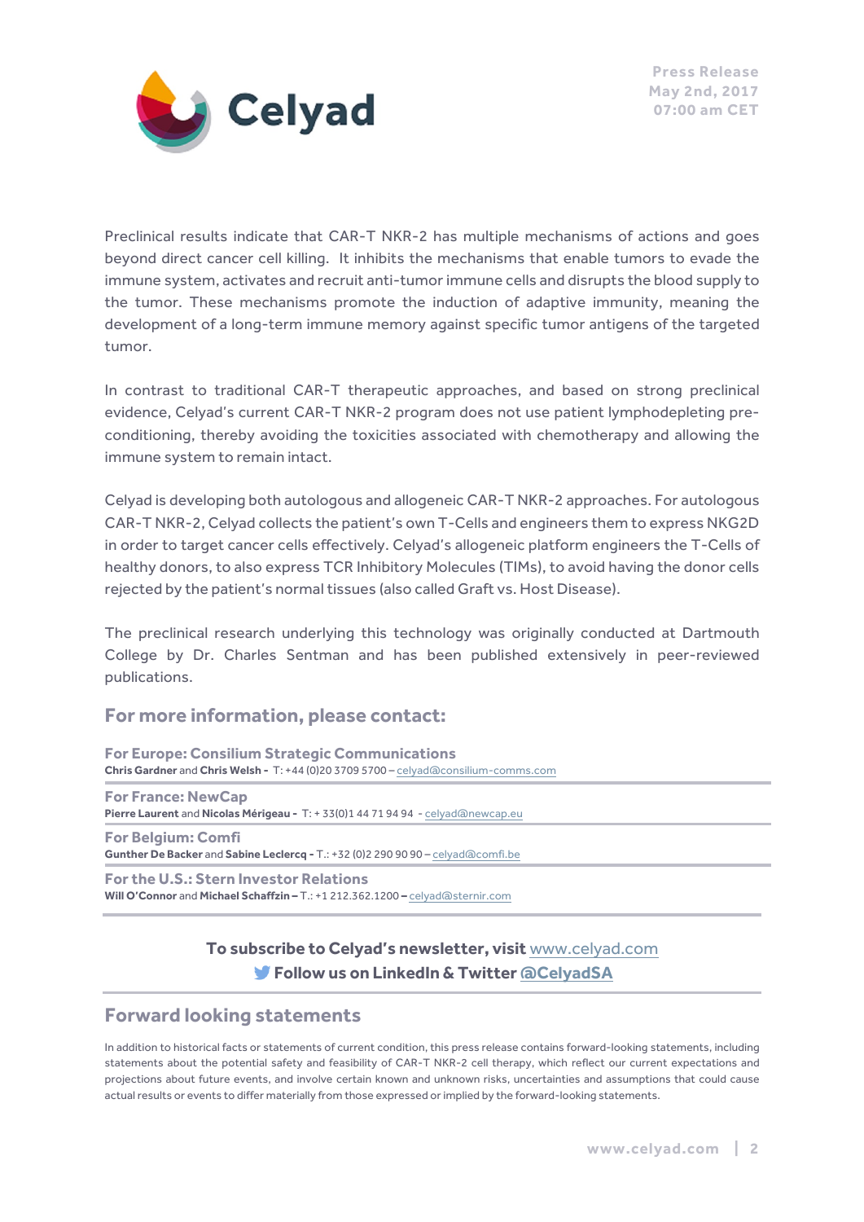Preclinical results indicate that CAR-T NKR-2 has multiple mechanisms of actions and goes beyond direct cancer cell killing. It inhibits the mechanisms that enable tumors to evade the immune system, activates and recruit anti-tumor immune cells and disrupts the blood supply to the tumor. These mechanisms promote the induction of adaptive immunity, meaning the development of a long-term immune memory against specific tumor antigens of the targeted tumor.

In contrast to traditional CAR-T therapeutic approaches, and based on strong preclinical evidence, Celyad's current CAR-T NKR-2 program does not use patient lymphodepleting pre-conditioning, thereby avoiding the toxicities associated with chemotherapy and allowing the immune system to remain intact.

Celyad is developing both autologous and allogeneic CAR-T NKR-2 approaches. For autologous CAR-T NKR-2, Celyad collects the patient's own T-Cells and engineers them to express NKG2D in order to target cancer cells effectively. Celyad's allogeneic platform engineers the T-Cells of healthy donors, to also express TCR Inhibitory Molecules (TIMs), to avoid having the donor cells rejected by the patient's normal tissues (also called Graft vs. Host Disease).

The preclinical research underlying this technology was originally conducted at Dartmouth College by Dr. Charles Sentman and has been published extensively in peer-reviewed publications.

## For more information, please contact:

**For Europe: Consilium Strategic Communications**
**Chris Gardner** and **Chris Welsh -** T: +44 (0)20 3709 5700 – celyad@consilium-comms.com

**For France: NewCap**
**Pierre Laurent** and **Nicolas Mérigeau -** T: + 33(0)1 44 71 94 94 - celyad@newcap.eu

**For Belgium: Comfi**
**Gunther De Backer** and **Sabine Leclercq -** T.: +32 (0)2 290 90 90 – celyad@comfi.be

**For the U.S.: Stern Investor Relations**
**Will O'Connor** and **Michael Schaffzin –** T.: +1 212.362.1200 **–** celyad@sternir.com

**To subscribe to Celyad's newsletter, visit** www.celyad.com
**Follow us on LinkedIn & Twitter** @CelyadSA

## Forward looking statements

In addition to historical facts or statements of current condition, this press release contains forward-looking statements, including statements about the potential safety and feasibility of CAR-T NKR-2 cell therapy, which reflect our current expectations and projections about future events, and involve certain known and unknown risks, uncertainties and assumptions that could cause actual results or events to differ materially from those expressed or implied by the forward-looking statements.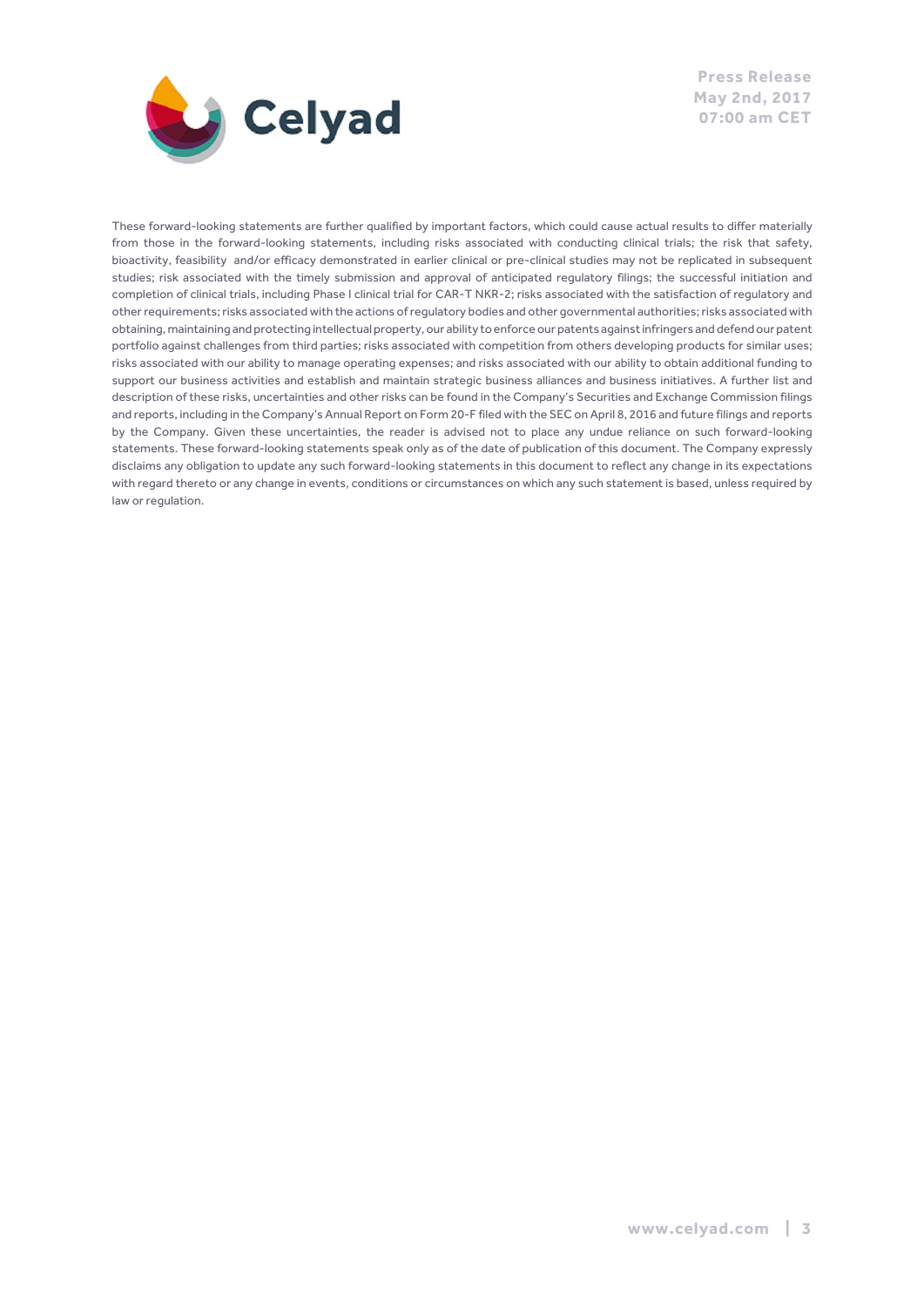These forward-looking statements are further qualified by important factors, which could cause actual results to differ materially from those in the forward-looking statements, including risks associated with conducting clinical trials; the risk that safety, bioactivity, feasibility and/or efficacy demonstrated in earlier clinical or pre-clinical studies may not be replicated in subsequent studies; risk associated with the timely submission and approval of anticipated regulatory filings; the successful initiation and completion of clinical trials, including Phase I clinical trial for CAR-T NKR-2; risks associated with the satisfaction of regulatory and other requirements; risks associated with the actions of regulatory bodies and other governmental authorities; risks associated with obtaining, maintaining and protecting intellectual property, our ability to enforce our patents against infringers and defend our patent portfolio against challenges from third parties; risks associated with competition from others developing products for similar uses; risks associated with our ability to manage operating expenses; and risks associated with our ability to obtain additional funding to support our business activities and establish and maintain strategic business alliances and business initiatives. A further list and description of these risks, uncertainties and other risks can be found in the Company's Securities and Exchange Commission filings and reports, including in the Company's Annual Report on Form 20-F filed with the SEC on April 8, 2016 and future filings and reports by the Company. Given these uncertainties, the reader is advised not to place any undue reliance on such forward-looking statements. These forward-looking statements speak only as of the date of publication of this document. The Company expressly disclaims any obligation to update any such forward-looking statements in this document to reflect any change in its expectations with regard thereto or any change in events, conditions or circumstances on which any such statement is based, unless required by law or regulation.